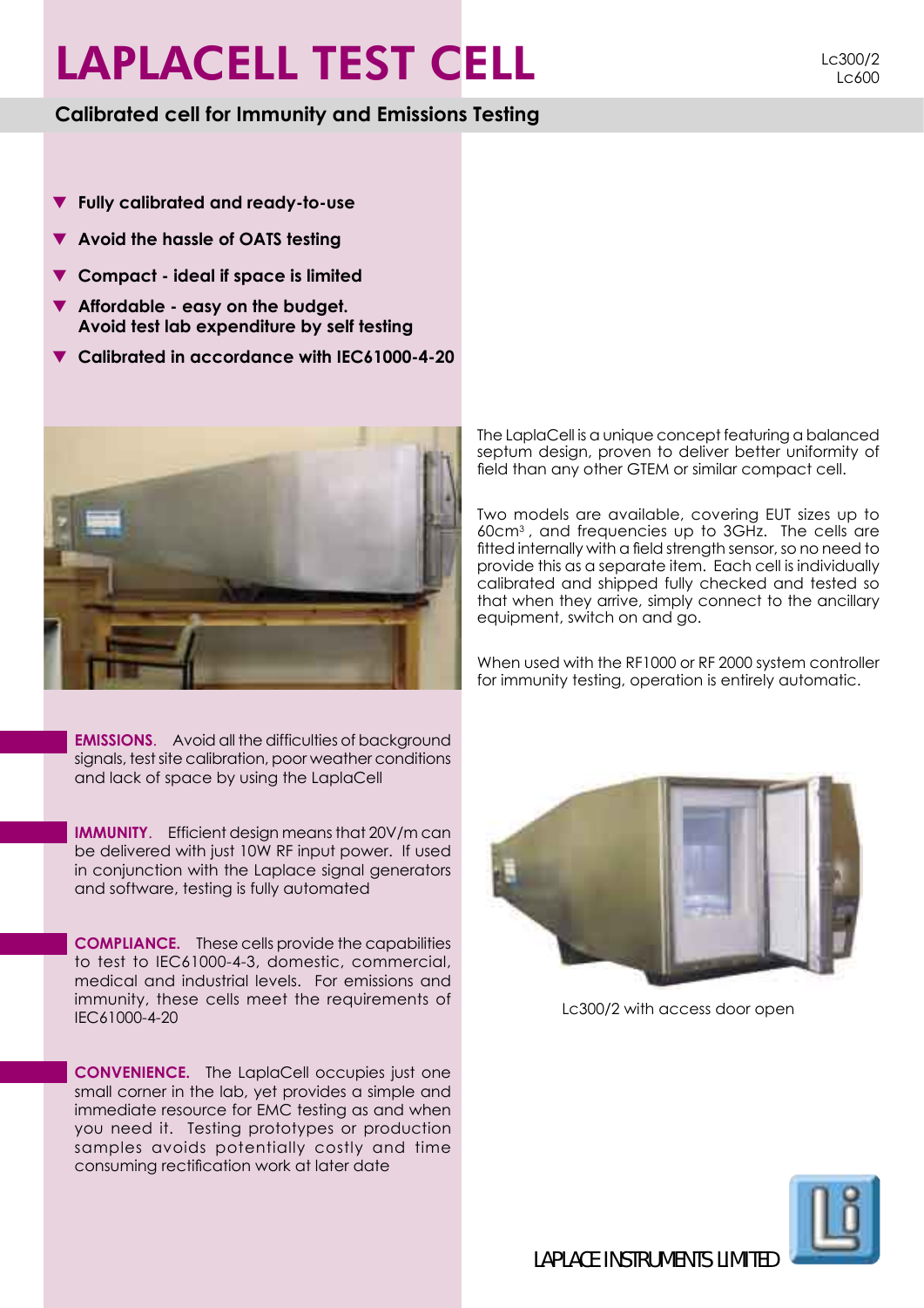# LAPLACELL TEST CELL

Lc300/2
Lc600

## Calibrated cell for Immunity and Emissions Testing

- **Fully calibrated and ready-to-use**
- **Avoid the hassle of OATS testing**
- **Compact - ideal if space is limited**
- **Affordable - easy on the budget. Avoid test lab expenditure by self testing**
- **Calibrated in accordance with IEC61000-4-20**

The LaplaCell is a unique concept featuring a balanced septum design, proven to deliver better uniformity of field than any other GTEM or similar compact cell.

Two models are available, covering EUT sizes up to 60cm$^3$, and frequencies up to 3GHz. The cells are fitted internally with a field strength sensor, so no need to provide this as a separate item. Each cell is individually calibrated and shipped fully checked and tested so that when they arrive, simply connect to the ancillary equipment, switch on and go.

When used with the RF1000 or RF 2000 system controller for immunity testing, operation is entirely automatic.

**EMISSIONS**. Avoid all the difficulties of background signals, test site calibration, poor weather conditions and lack of space by using the LaplaCell

**IMMUNITY**. Efficient design means that 20V/m can be delivered with just 10W RF input power. If used in conjunction with the Laplace signal generators and software, testing is fully automated

**COMPLIANCE.** These cells provide the capabilities to test to IEC61000-4-3, domestic, commercial, medical and industrial levels. For emissions and immunity, these cells meet the requirements of IEC61000-4-20

**CONVENIENCE.** The LaplaCell occupies just one small corner in the lab, yet provides a simple and immediate resource for EMC testing as and when you need it. Testing prototypes or production samples avoids potentially costly and time consuming rectification work at later date

Lc300/2 with access door open

LAPLACE INSTRUMENTS LIMITED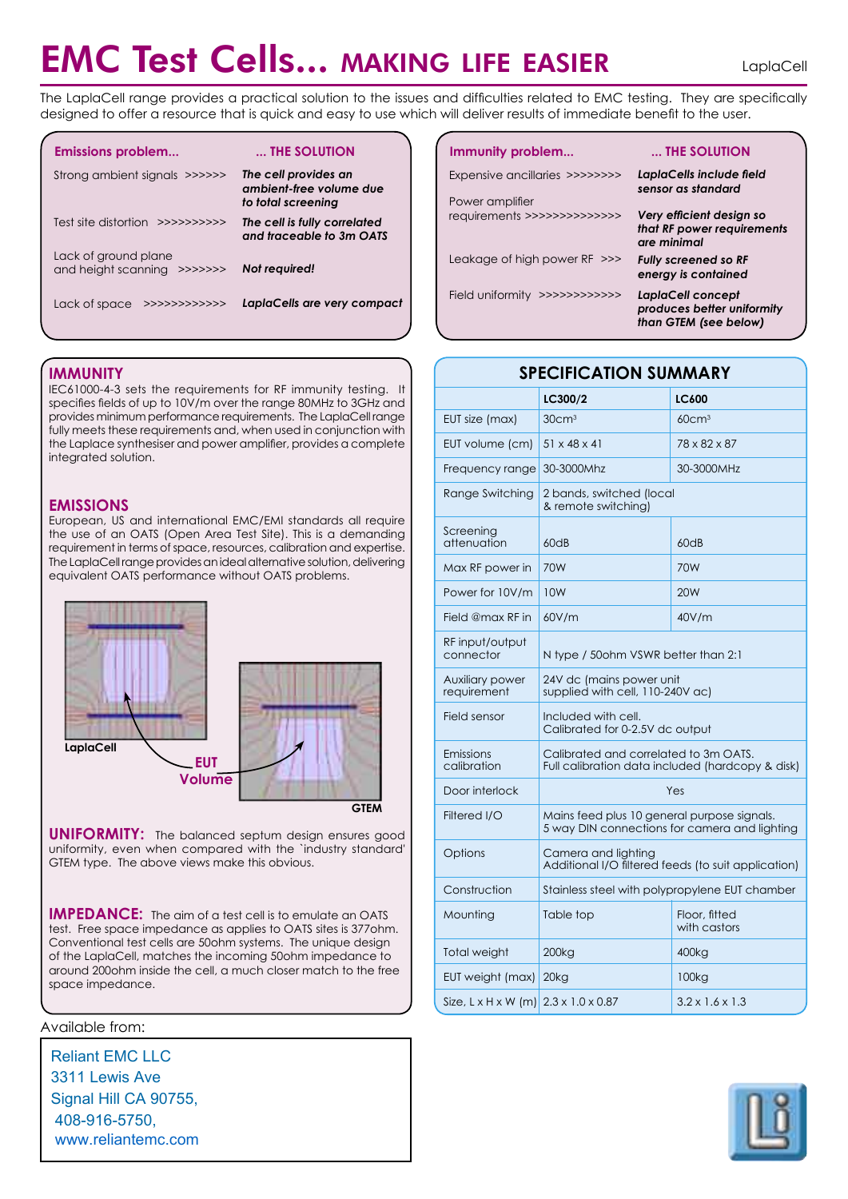# EMC Test Cells... MAKING LIFE EASIER

LaplaCell

The LaplaCell range provides a practical solution to the issues and difficulties related to EMC testing. They are specifically designed to offer a resource that is quick and easy to use which will deliver results of immediate benefit to the user.

| Emissions problem... | ... THE SOLUTION |
|---|---|
| Strong ambient signals >>>>>> | ***The cell provides an ambient-free volume due to total screening*** |
| Test site distortion >>>>>>>>>> | ***The cell is fully correlated and traceable to 3m OATS*** |
| Lack of ground plane and height scanning >>>>>>> | ***Not required!*** |
| Lack of space >>>>>>>>>>>> | ***LaplaCells are very compact*** |

| Immunity problem... | ... THE SOLUTION |
|---|---|
| Expensive ancillaries >>>>>>>> | ***LaplaCells include field sensor as standard*** |
| Power amplifier requirements >>>>>>>>>>>>>> | ***Very efficient design so that RF power requirements are minimal*** |
| Leakage of high power RF >>> | ***Fully screened so RF energy is contained*** |
| Field uniformity >>>>>>>>>>>> | ***LaplaCell concept produces better uniformity than GTEM (see below)*** |

## IMMUNITY

IEC61000-4-3 sets the requirements for RF immunity testing. It specifies fields of up to 10V/m over the range 80MHz to 3GHz and provides minimum performance requirements. The LaplaCell range fully meets these requirements and, when used in conjunction with the Laplace synthesiser and power amplifier, provides a complete integrated solution.

## EMISSIONS

European, US and international EMC/EMI standards all require the use of an OATS (Open Area Test Site). This is a demanding requirement in terms of space, resources, calibration and expertise. The LaplaCell range provides an ideal alternative solution, delivering equivalent OATS performance without OATS problems.

LaplaCell

EUT Volume

GTEM

**UNIFORMITY:** The balanced septum design ensures good uniformity, even when compared with the `industry standard' GTEM type. The above views make this obvious.

**IMPEDANCE:** The aim of a test cell is to emulate an OATS test. Free space impedance as applies to OATS sites is 377ohm. Conventional test cells are 50ohm systems. The unique design of the LaplaCell, matches the incoming 50ohm impedance to around 200ohm inside the cell, a much closer match to the free space impedance.

## SPECIFICATION SUMMARY

| | LC300/2 | LC600 |
|---|---|---|
| EUT size (max) | 30cm³ | 60cm³ |
| EUT volume (cm) | 51 x 48 x 41 | 78 x 82 x 87 |
| Frequency range | 30-3000Mhz | 30-3000MHz |
| Range Switching | 2 bands, switched (local & remote switching) | |
| Screening attenuation | 60dB | 60dB |
| Max RF power in | 70W | 70W |
| Power for 10V/m | 10W | 20W |
| Field @max RF in | 60V/m | 40V/m |
| RF input/output connector | N type / 50ohm VSWR better than 2:1 | |
| Auxiliary power requirement | 24V dc (mains power unit supplied with cell, 110-240V ac) | |
| Field sensor | Included with cell. Calibrated for 0-2.5V dc output | |
| Emissions calibration | Calibrated and correlated to 3m OATS. Full calibration data included (hardcopy & disk) | |
| Door interlock | Yes | |
| Filtered I/O | Mains feed plus 10 general purpose signals. 5 way DIN connections for camera and lighting | |
| Options | Camera and lighting Additional I/O filtered feeds (to suit application) | |
| Construction | Stainless steel with polypropylene EUT chamber | |
| Mounting | Table top | Floor, fitted with castors |
| Total weight | 200kg | 400kg |
| EUT weight (max) | 20kg | 100kg |
| Size, L x H x W (m) | 2.3 x 1.0 x 0.87 | 3.2 x 1.6 x 1.3 |

Available from:

Reliant EMC LLC
3311 Lewis Ave
Signal Hill CA 90755,
408-916-5750,
www.reliantemc.com